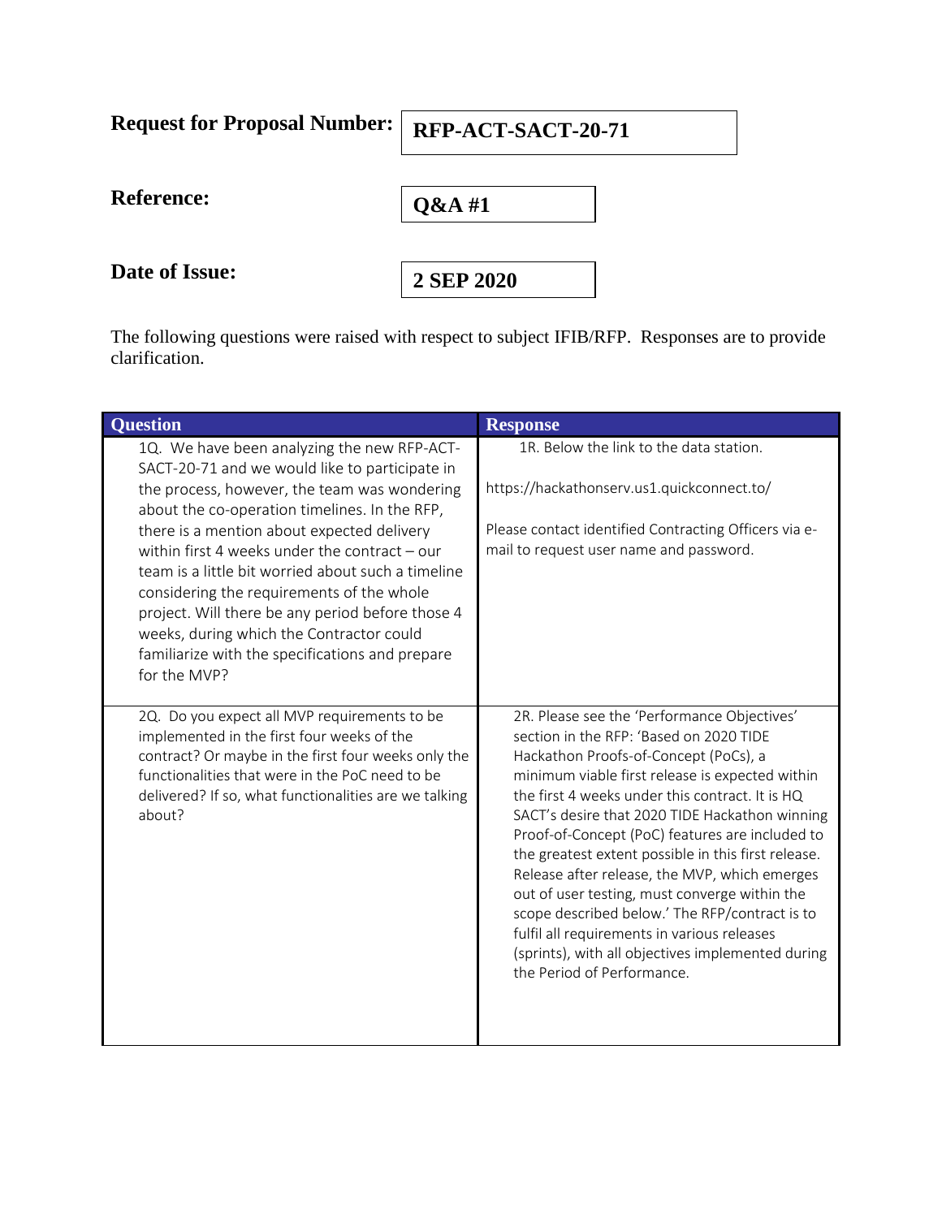**Request for Proposal Number:** RFP-ACT-SACT-20-71

**Reference:** Q&A #1

**Date of Issue:** 2 SEP 2020

The following questions were raised with respect to subject IFIB/RFP. Responses are to provide clarification.

| Question | Response |
|---|---|
| 1Q. We have been analyzing the new RFP-ACT-SACT-20-71 and we would like to participate in the process, however, the team was wondering about the co-operation timelines. In the RFP, there is a mention about expected delivery within first 4 weeks under the contract – our team is a little bit worried about such a timeline considering the requirements of the whole project. Will there be any period before those 4 weeks, during which the Contractor could familiarize with the specifications and prepare for the MVP? | 1R. Below the link to the data station.<br><br>https://hackathonserv.us1.quickconnect.to/<br><br>Please contact identified Contracting Officers via e-mail to request user name and password. |
| 2Q. Do you expect all MVP requirements to be implemented in the first four weeks of the contract? Or maybe in the first four weeks only the functionalities that were in the PoC need to be delivered? If so, what functionalities are we talking about? | 2R. Please see the 'Performance Objectives' section in the RFP: 'Based on 2020 TIDE Hackathon Proofs-of-Concept (PoCs), a minimum viable first release is expected within the first 4 weeks under this contract. It is HQ SACT's desire that 2020 TIDE Hackathon winning Proof-of-Concept (PoC) features are included to the greatest extent possible in this first release. Release after release, the MVP, which emerges out of user testing, must converge within the scope described below.' The RFP/contract is to fulfil all requirements in various releases (sprints), with all objectives implemented during the Period of Performance. |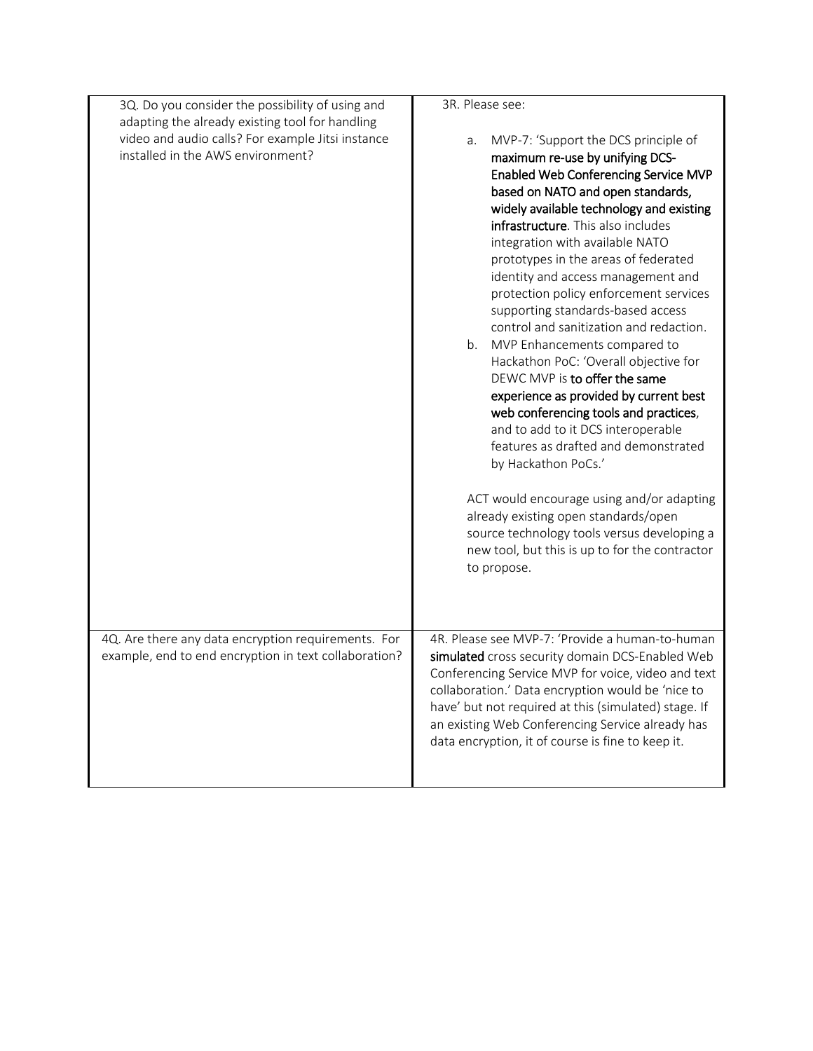| | |
|---|---|
| 3Q. Do you consider the possibility of using and adapting the already existing tool for handling video and audio calls? For example Jitsi instance installed in the AWS environment? | 3R. Please see:<br><br>a. MVP-7: 'Support the DCS principle of **maximum re-use by unifying DCS-Enabled Web Conferencing Service MVP based on NATO and open standards, widely available technology and existing infrastructure**. This also includes integration with available NATO prototypes in the areas of federated identity and access management and protection policy enforcement services supporting standards-based access control and sanitization and redaction.<br>b. MVP Enhancements compared to Hackathon PoC: 'Overall objective for DEWC MVP is **to offer the same experience as provided by current best web conferencing tools and practices**, and to add to it DCS interoperable features as drafted and demonstrated by Hackathon PoCs.'<br><br>ACT would encourage using and/or adapting already existing open standards/open source technology tools versus developing a new tool, but this is up to for the contractor to propose. |
| 4Q. Are there any data encryption requirements. For example, end to end encryption in text collaboration? | 4R. Please see MVP-7: 'Provide a human-to-human **simulated** cross security domain DCS-Enabled Web Conferencing Service MVP for voice, video and text collaboration.' Data encryption would be 'nice to have' but not required at this (simulated) stage. If an existing Web Conferencing Service already has data encryption, it of course is fine to keep it. |